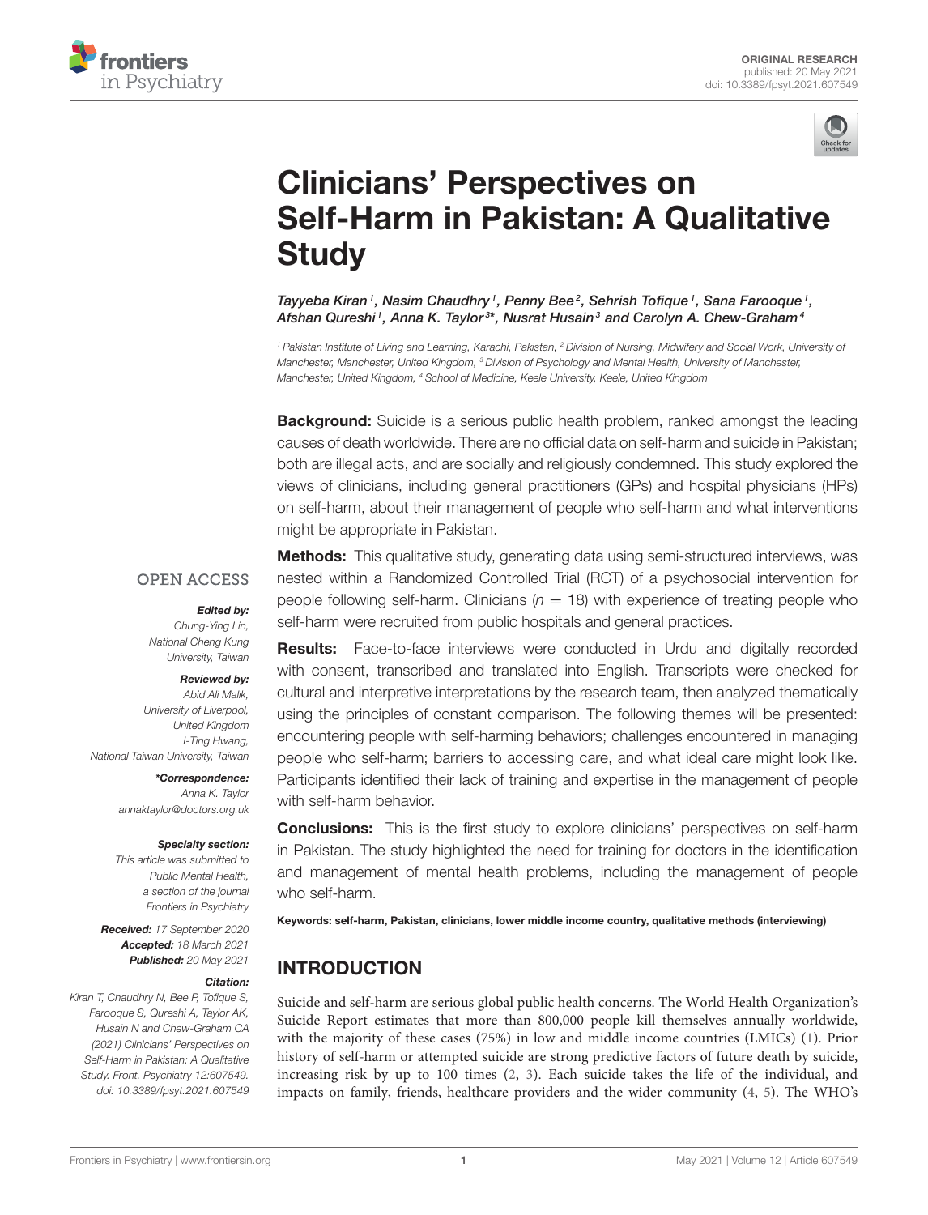ORIGINAL RESEARCH
published: 20 May 2021
doi: 10.3389/fpsyt.2021.607549

# Clinicians' Perspectives on Self-Harm in Pakistan: A Qualitative Study

*Tayyeba Kiran[1], Nasim Chaudhry[1], Penny Bee[2], Sehrish Tofique[1], Sana Farooque[1], Afshan Qureshi[1], Anna K. Taylor[3]\*, Nusrat Husain[3] and Carolyn A. Chew-Graham[4]*

[1] Pakistan Institute of Living and Learning, Karachi, Pakistan, [2] Division of Nursing, Midwifery and Social Work, University of Manchester, Manchester, United Kingdom, [3] Division of Psychology and Mental Health, University of Manchester, Manchester, United Kingdom, [4] School of Medicine, Keele University, Keele, United Kingdom

**Background:** Suicide is a serious public health problem, ranked amongst the leading causes of death worldwide. There are no official data on self-harm and suicide in Pakistan; both are illegal acts, and are socially and religiously condemned. This study explored the views of clinicians, including general practitioners (GPs) and hospital physicians (HPs) on self-harm, about their management of people who self-harm and what interventions might be appropriate in Pakistan.

**Methods:** This qualitative study, generating data using semi-structured interviews, was nested within a Randomized Controlled Trial (RCT) of a psychosocial intervention for people following self-harm. Clinicians ($n = 18$) with experience of treating people who self-harm were recruited from public hospitals and general practices.

**Results:** Face-to-face interviews were conducted in Urdu and digitally recorded with consent, transcribed and translated into English. Transcripts were checked for cultural and interpretive interpretations by the research team, then analyzed thematically using the principles of constant comparison. The following themes will be presented: encountering people with self-harming behaviors; challenges encountered in managing people who self-harm; barriers to accessing care, and what ideal care might look like. Participants identified their lack of training and expertise in the management of people with self-harm behavior.

**Conclusions:** This is the first study to explore clinicians' perspectives on self-harm in Pakistan. The study highlighted the need for training for doctors in the identification and management of mental health problems, including the management of people who self-harm.

**Keywords:** self-harm, Pakistan, clinicians, lower middle income country, qualitative methods (interviewing)

OPEN ACCESS

***Edited by:***
Chung-Ying Lin,
National Cheng Kung University, Taiwan

***Reviewed by:***
Abid Ali Malik,
University of Liverpool, United Kingdom
I-Ting Hwang,
National Taiwan University, Taiwan

***\*Correspondence:***
Anna K. Taylor
annaktaylor@doctors.org.uk

***Specialty section:***
This article was submitted to Public Mental Health, a section of the journal Frontiers in Psychiatry

***Received:*** 17 September 2020
***Accepted:*** 18 March 2021
***Published:*** 20 May 2021

***Citation:***
Kiran T, Chaudhry N, Bee P, Tofique S, Farooque S, Qureshi A, Taylor AK, Husain N and Chew-Graham CA (2021) Clinicians' Perspectives on Self-Harm in Pakistan: A Qualitative Study. Front. Psychiatry 12:607549. doi: 10.3389/fpsyt.2021.607549

## INTRODUCTION

Suicide and self-harm are serious global public health concerns. The World Health Organization's Suicide Report estimates that more than 800,000 people kill themselves annually worldwide, with the majority of these cases (75%) in low and middle income countries (LMICs) (1). Prior history of self-harm or attempted suicide are strong predictive factors of future death by suicide, increasing risk by up to 100 times (2, 3). Each suicide takes the life of the individual, and impacts on family, friends, healthcare providers and the wider community (4, 5). The WHO's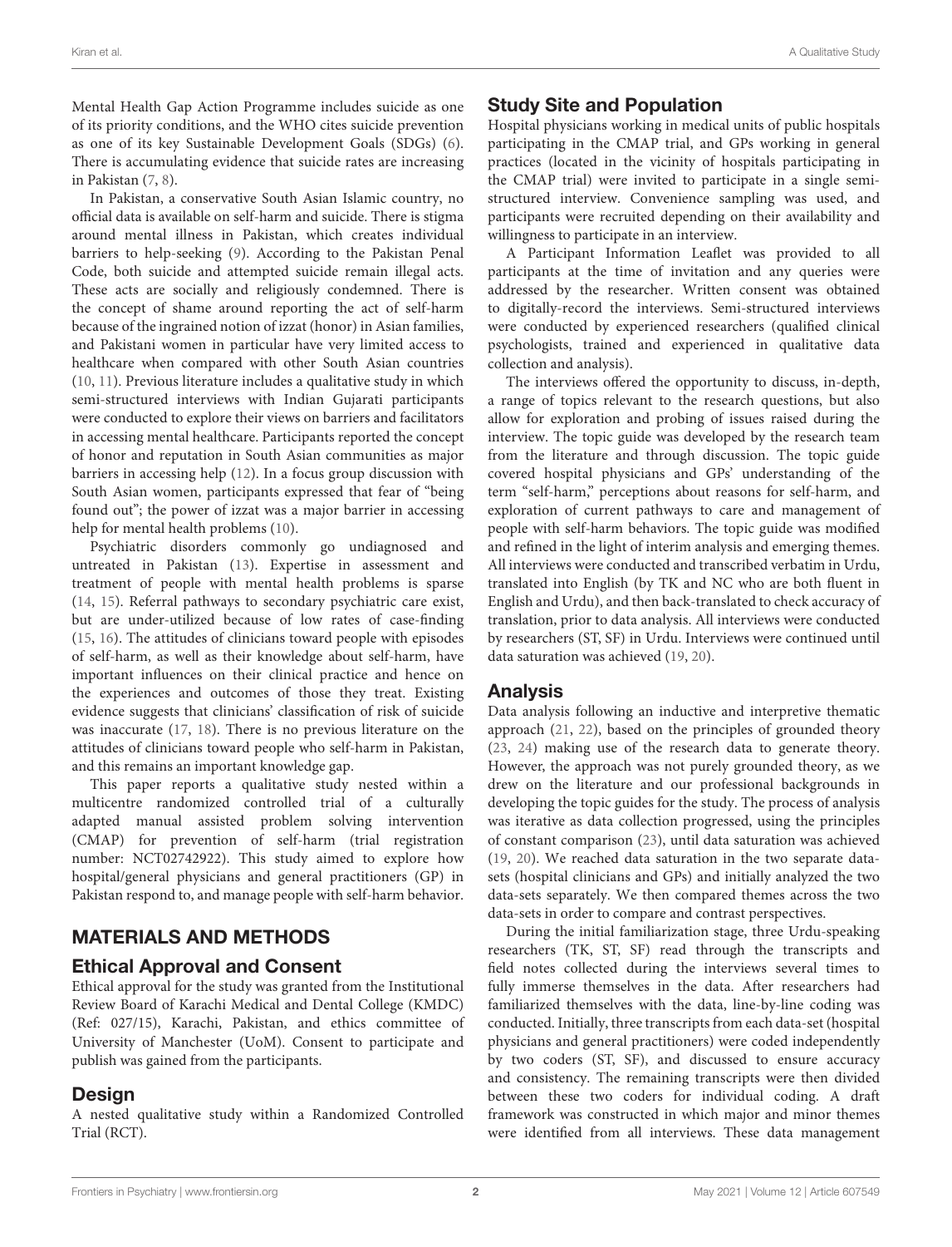Mental Health Gap Action Programme includes suicide as one of its priority conditions, and the WHO cites suicide prevention as one of its key Sustainable Development Goals (SDGs) (6). There is accumulating evidence that suicide rates are increasing in Pakistan (7, 8).

In Pakistan, a conservative South Asian Islamic country, no official data is available on self-harm and suicide. There is stigma around mental illness in Pakistan, which creates individual barriers to help-seeking (9). According to the Pakistan Penal Code, both suicide and attempted suicide remain illegal acts. These acts are socially and religiously condemned. There is the concept of shame around reporting the act of self-harm because of the ingrained notion of izzat (honor) in Asian families, and Pakistani women in particular have very limited access to healthcare when compared with other South Asian countries (10, 11). Previous literature includes a qualitative study in which semi-structured interviews with Indian Gujarati participants were conducted to explore their views on barriers and facilitators in accessing mental healthcare. Participants reported the concept of honor and reputation in South Asian communities as major barriers in accessing help (12). In a focus group discussion with South Asian women, participants expressed that fear of "being found out"; the power of izzat was a major barrier in accessing help for mental health problems (10).

Psychiatric disorders commonly go undiagnosed and untreated in Pakistan (13). Expertise in assessment and treatment of people with mental health problems is sparse (14, 15). Referral pathways to secondary psychiatric care exist, but are under-utilized because of low rates of case-finding (15, 16). The attitudes of clinicians toward people with episodes of self-harm, as well as their knowledge about self-harm, have important influences on their clinical practice and hence on the experiences and outcomes of those they treat. Existing evidence suggests that clinicians' classification of risk of suicide was inaccurate (17, 18). There is no previous literature on the attitudes of clinicians toward people who self-harm in Pakistan, and this remains an important knowledge gap.

This paper reports a qualitative study nested within a multicentre randomized controlled trial of a culturally adapted manual assisted problem solving intervention (CMAP) for prevention of self-harm (trial registration number: NCT02742922). This study aimed to explore how hospital/general physicians and general practitioners (GP) in Pakistan respond to, and manage people with self-harm behavior.

## MATERIALS AND METHODS

### Ethical Approval and Consent

Ethical approval for the study was granted from the Institutional Review Board of Karachi Medical and Dental College (KMDC) (Ref: 027/15), Karachi, Pakistan, and ethics committee of University of Manchester (UoM). Consent to participate and publish was gained from the participants.

### Design

A nested qualitative study within a Randomized Controlled Trial (RCT).

### Study Site and Population

Hospital physicians working in medical units of public hospitals participating in the CMAP trial, and GPs working in general practices (located in the vicinity of hospitals participating in the CMAP trial) were invited to participate in a single semi-structured interview. Convenience sampling was used, and participants were recruited depending on their availability and willingness to participate in an interview.

A Participant Information Leaflet was provided to all participants at the time of invitation and any queries were addressed by the researcher. Written consent was obtained to digitally-record the interviews. Semi-structured interviews were conducted by experienced researchers (qualified clinical psychologists, trained and experienced in qualitative data collection and analysis).

The interviews offered the opportunity to discuss, in-depth, a range of topics relevant to the research questions, but also allow for exploration and probing of issues raised during the interview. The topic guide was developed by the research team from the literature and through discussion. The topic guide covered hospital physicians and GPs' understanding of the term "self-harm," perceptions about reasons for self-harm, and exploration of current pathways to care and management of people with self-harm behaviors. The topic guide was modified and refined in the light of interim analysis and emerging themes. All interviews were conducted and transcribed verbatim in Urdu, translated into English (by TK and NC who are both fluent in English and Urdu), and then back-translated to check accuracy of translation, prior to data analysis. All interviews were conducted by researchers (ST, SF) in Urdu. Interviews were continued until data saturation was achieved (19, 20).

### Analysis

Data analysis following an inductive and interpretive thematic approach (21, 22), based on the principles of grounded theory (23, 24) making use of the research data to generate theory. However, the approach was not purely grounded theory, as we drew on the literature and our professional backgrounds in developing the topic guides for the study. The process of analysis was iterative as data collection progressed, using the principles of constant comparison (23), until data saturation was achieved (19, 20). We reached data saturation in the two separate data-sets (hospital clinicians and GPs) and initially analyzed the two data-sets separately. We then compared themes across the two data-sets in order to compare and contrast perspectives.

During the initial familiarization stage, three Urdu-speaking researchers (TK, ST, SF) read through the transcripts and field notes collected during the interviews several times to fully immerse themselves in the data. After researchers had familiarized themselves with the data, line-by-line coding was conducted. Initially, three transcripts from each data-set (hospital physicians and general practitioners) were coded independently by two coders (ST, SF), and discussed to ensure accuracy and consistency. The remaining transcripts were then divided between these two coders for individual coding. A draft framework was constructed in which major and minor themes were identified from all interviews. These data management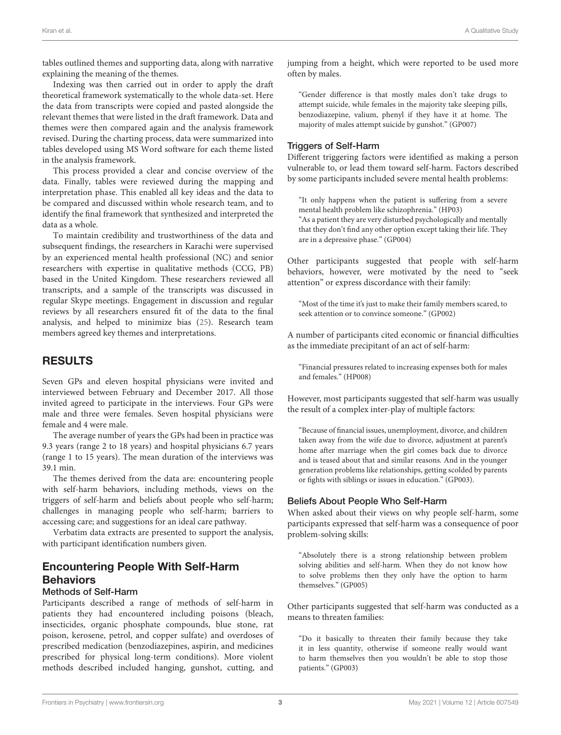tables outlined themes and supporting data, along with narrative explaining the meaning of the themes.

Indexing was then carried out in order to apply the draft theoretical framework systematically to the whole data-set. Here the data from transcripts were copied and pasted alongside the relevant themes that were listed in the draft framework. Data and themes were then compared again and the analysis framework revised. During the charting process, data were summarized into tables developed using MS Word software for each theme listed in the analysis framework.

This process provided a clear and concise overview of the data. Finally, tables were reviewed during the mapping and interpretation phase. This enabled all key ideas and the data to be compared and discussed within whole research team, and to identify the final framework that synthesized and interpreted the data as a whole.

To maintain credibility and trustworthiness of the data and subsequent findings, the researchers in Karachi were supervised by an experienced mental health professional (NC) and senior researchers with expertise in qualitative methods (CCG, PB) based in the United Kingdom. These researchers reviewed all transcripts, and a sample of the transcripts was discussed in regular Skype meetings. Engagement in discussion and regular reviews by all researchers ensured fit of the data to the final analysis, and helped to minimize bias (25). Research team members agreed key themes and interpretations.

## RESULTS

Seven GPs and eleven hospital physicians were invited and interviewed between February and December 2017. All those invited agreed to participate in the interviews. Four GPs were male and three were females. Seven hospital physicians were female and 4 were male.

The average number of years the GPs had been in practice was 9.3 years (range 2 to 18 years) and hospital physicians 6.7 years (range 1 to 15 years). The mean duration of the interviews was 39.1 min.

The themes derived from the data are: encountering people with self-harm behaviors, including methods, views on the triggers of self-harm and beliefs about people who self-harm; challenges in managing people who self-harm; barriers to accessing care; and suggestions for an ideal care pathway.

Verbatim data extracts are presented to support the analysis, with participant identification numbers given.

## Encountering People With Self-Harm Behaviors

### Methods of Self-Harm

Participants described a range of methods of self-harm in patients they had encountered including poisons (bleach, insecticides, organic phosphate compounds, blue stone, rat poison, kerosene, petrol, and copper sulfate) and overdoses of prescribed medication (benzodiazepines, aspirin, and medicines prescribed for physical long-term conditions). More violent methods described included hanging, gunshot, cutting, and jumping from a height, which were reported to be used more often by males.

> "Gender difference is that mostly males don't take drugs to attempt suicide, while females in the majority take sleeping pills, benzodiazepine, valium, phenyl if they have it at home. The majority of males attempt suicide by gunshot." (GP007)

### Triggers of Self-Harm

Different triggering factors were identified as making a person vulnerable to, or lead them toward self-harm. Factors described by some participants included severe mental health problems:

> "It only happens when the patient is suffering from a severe mental health problem like schizophrenia." (HP03)
> "As a patient they are very disturbed psychologically and mentally that they don't find any other option except taking their life. They are in a depressive phase." (GP004)

Other participants suggested that people with self-harm behaviors, however, were motivated by the need to "seek attention" or express discordance with their family:

> "Most of the time it's just to make their family members scared, to seek attention or to convince someone." (GP002)

A number of participants cited economic or financial difficulties as the immediate precipitant of an act of self-harm:

> "Financial pressures related to increasing expenses both for males and females." (HP008)

However, most participants suggested that self-harm was usually the result of a complex inter-play of multiple factors:

> "Because of financial issues, unemployment, divorce, and children taken away from the wife due to divorce, adjustment at parent's home after marriage when the girl comes back due to divorce and is teased about that and similar reasons. And in the younger generation problems like relationships, getting scolded by parents or fights with siblings or issues in education." (GP003).

### Beliefs About People Who Self-Harm

When asked about their views on why people self-harm, some participants expressed that self-harm was a consequence of poor problem-solving skills:

> "Absolutely there is a strong relationship between problem solving abilities and self-harm. When they do not know how to solve problems then they only have the option to harm themselves." (GP005)

Other participants suggested that self-harm was conducted as a means to threaten families:

> "Do it basically to threaten their family because they take it in less quantity, otherwise if someone really would want to harm themselves then you wouldn't be able to stop those patients." (GP003)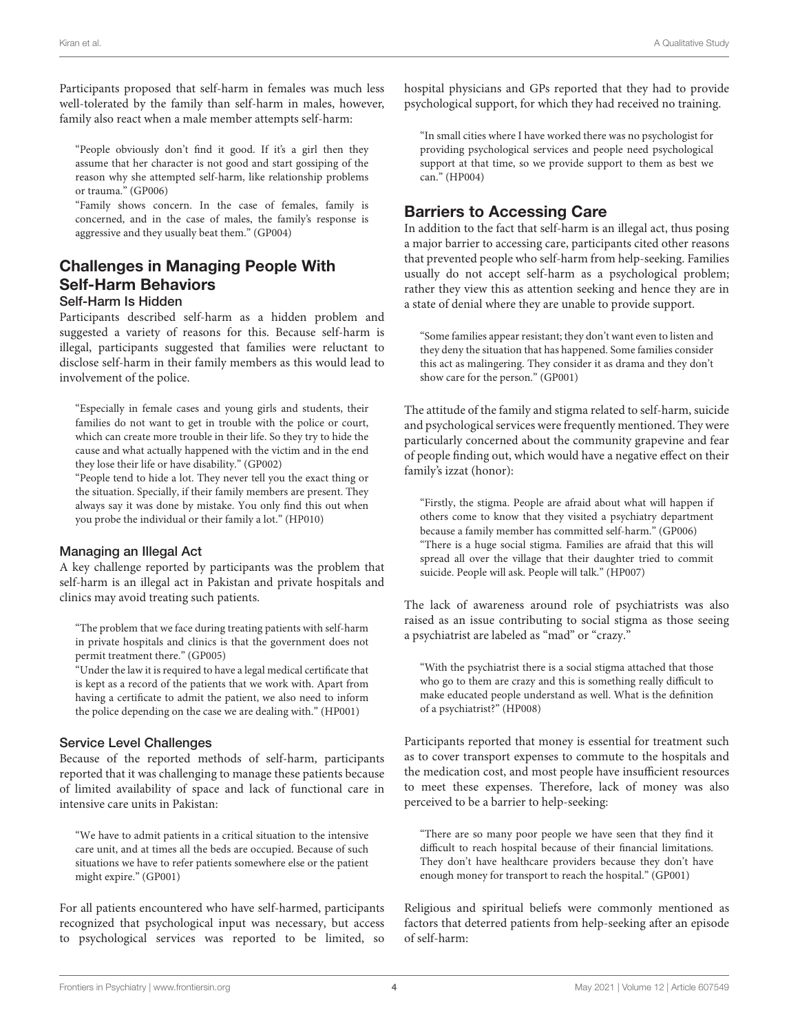Participants proposed that self-harm in females was much less well-tolerated by the family than self-harm in males, however, family also react when a male member attempts self-harm:

> "People obviously don't find it good. If it's a girl then they assume that her character is not good and start gossiping of the reason why she attempted self-harm, like relationship problems or trauma." (GP006)
>
> "Family shows concern. In the case of females, family is concerned, and in the case of males, the family's response is aggressive and they usually beat them." (GP004)

## Challenges in Managing People With Self-Harm Behaviors

### Self-Harm Is Hidden

Participants described self-harm as a hidden problem and suggested a variety of reasons for this. Because self-harm is illegal, participants suggested that families were reluctant to disclose self-harm in their family members as this would lead to involvement of the police.

> "Especially in female cases and young girls and students, their families do not want to get in trouble with the police or court, which can create more trouble in their life. So they try to hide the cause and what actually happened with the victim and in the end they lose their life or have disability." (GP002)
>
> "People tend to hide a lot. They never tell you the exact thing or the situation. Specially, if their family members are present. They always say it was done by mistake. You only find this out when you probe the individual or their family a lot." (HP010)

### Managing an Illegal Act

A key challenge reported by participants was the problem that self-harm is an illegal act in Pakistan and private hospitals and clinics may avoid treating such patients.

> "The problem that we face during treating patients with self-harm in private hospitals and clinics is that the government does not permit treatment there." (GP005)
>
> "Under the law it is required to have a legal medical certificate that is kept as a record of the patients that we work with. Apart from having a certificate to admit the patient, we also need to inform the police depending on the case we are dealing with." (HP001)

### Service Level Challenges

Because of the reported methods of self-harm, participants reported that it was challenging to manage these patients because of limited availability of space and lack of functional care in intensive care units in Pakistan:

> "We have to admit patients in a critical situation to the intensive care unit, and at times all the beds are occupied. Because of such situations we have to refer patients somewhere else or the patient might expire." (GP001)

For all patients encountered who have self-harmed, participants recognized that psychological input was necessary, but access to psychological services was reported to be limited, so hospital physicians and GPs reported that they had to provide psychological support, for which they had received no training.

> "In small cities where I have worked there was no psychologist for providing psychological services and people need psychological support at that time, so we provide support to them as best we can." (HP004)

## Barriers to Accessing Care

In addition to the fact that self-harm is an illegal act, thus posing a major barrier to accessing care, participants cited other reasons that prevented people who self-harm from help-seeking. Families usually do not accept self-harm as a psychological problem; rather they view this as attention seeking and hence they are in a state of denial where they are unable to provide support.

> "Some families appear resistant; they don't want even to listen and they deny the situation that has happened. Some families consider this act as malingering. They consider it as drama and they don't show care for the person." (GP001)

The attitude of the family and stigma related to self-harm, suicide and psychological services were frequently mentioned. They were particularly concerned about the community grapevine and fear of people finding out, which would have a negative effect on their family's izzat (honor):

> "Firstly, the stigma. People are afraid about what will happen if others come to know that they visited a psychiatry department because a family member has committed self-harm." (GP006)
>
> "There is a huge social stigma. Families are afraid that this will spread all over the village that their daughter tried to commit suicide. People will ask. People will talk." (HP007)

The lack of awareness around role of psychiatrists was also raised as an issue contributing to social stigma as those seeing a psychiatrist are labeled as "mad" or "crazy."

> "With the psychiatrist there is a social stigma attached that those who go to them are crazy and this is something really difficult to make educated people understand as well. What is the definition of a psychiatrist?" (HP008)

Participants reported that money is essential for treatment such as to cover transport expenses to commute to the hospitals and the medication cost, and most people have insufficient resources to meet these expenses. Therefore, lack of money was also perceived to be a barrier to help-seeking:

> "There are so many poor people we have seen that they find it difficult to reach hospital because of their financial limitations. They don't have healthcare providers because they don't have enough money for transport to reach the hospital." (GP001)

Religious and spiritual beliefs were commonly mentioned as factors that deterred patients from help-seeking after an episode of self-harm: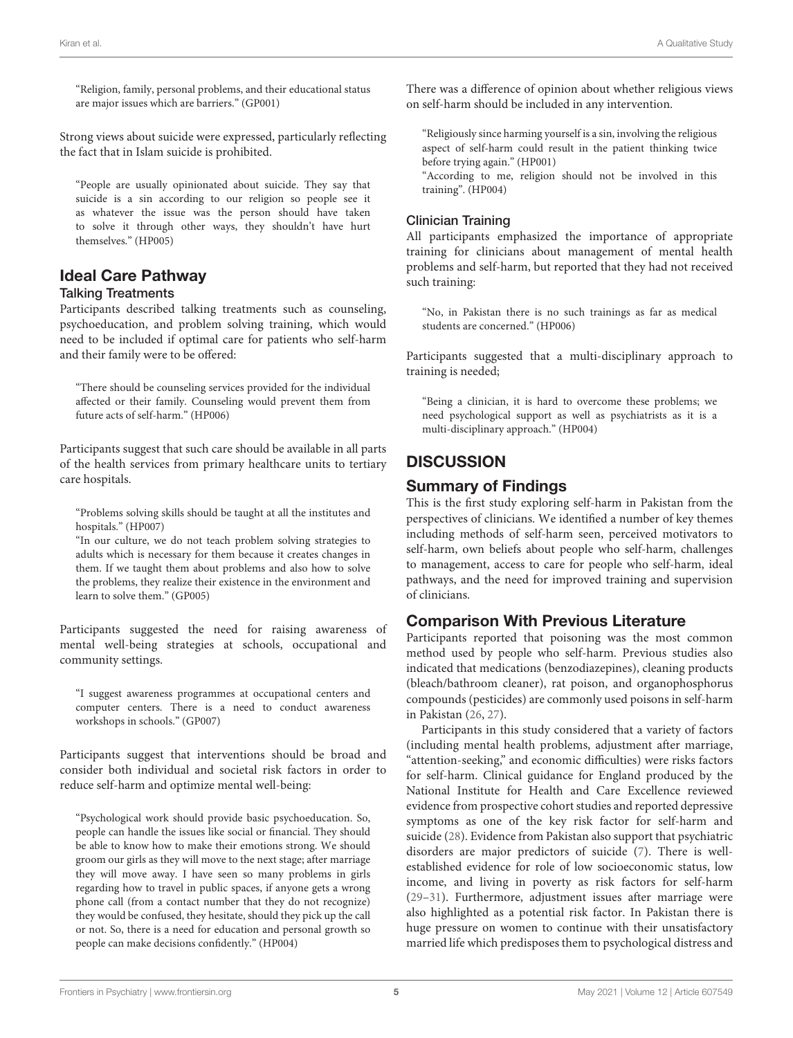"Religion, family, personal problems, and their educational status are major issues which are barriers." (GP001)

Strong views about suicide were expressed, particularly reflecting the fact that in Islam suicide is prohibited.

> "People are usually opinionated about suicide. They say that suicide is a sin according to our religion so people see it as whatever the issue was the person should have taken to solve it through other ways, they shouldn't have hurt themselves." (HP005)

## Ideal Care Pathway

### Talking Treatments

Participants described talking treatments such as counseling, psychoeducation, and problem solving training, which would need to be included if optimal care for patients who self-harm and their family were to be offered:

> "There should be counseling services provided for the individual affected or their family. Counseling would prevent them from future acts of self-harm." (HP006)

Participants suggest that such care should be available in all parts of the health services from primary healthcare units to tertiary care hospitals.

> "Problems solving skills should be taught at all the institutes and hospitals." (HP007)
>
> "In our culture, we do not teach problem solving strategies to adults which is necessary for them because it creates changes in them. If we taught them about problems and also how to solve the problems, they realize their existence in the environment and learn to solve them." (GP005)

Participants suggested the need for raising awareness of mental well-being strategies at schools, occupational and community settings.

> "I suggest awareness programmes at occupational centers and computer centers. There is a need to conduct awareness workshops in schools." (GP007)

Participants suggest that interventions should be broad and consider both individual and societal risk factors in order to reduce self-harm and optimize mental well-being:

> "Psychological work should provide basic psychoeducation. So, people can handle the issues like social or financial. They should be able to know how to make their emotions strong. We should groom our girls as they will move to the next stage; after marriage they will move away. I have seen so many problems in girls regarding how to travel in public spaces, if anyone gets a wrong phone call (from a contact number that they do not recognize) they would be confused, they hesitate, should they pick up the call or not. So, there is a need for education and personal growth so people can make decisions confidently." (HP004)

There was a difference of opinion about whether religious views on self-harm should be included in any intervention.

> "Religiously since harming yourself is a sin, involving the religious aspect of self-harm could result in the patient thinking twice before trying again." (HP001)
>
> "According to me, religion should not be involved in this training". (HP004)

### Clinician Training

All participants emphasized the importance of appropriate training for clinicians about management of mental health problems and self-harm, but reported that they had not received such training:

> "No, in Pakistan there is no such trainings as far as medical students are concerned." (HP006)

Participants suggested that a multi-disciplinary approach to training is needed;

> "Being a clinician, it is hard to overcome these problems; we need psychological support as well as psychiatrists as it is a multi-disciplinary approach." (HP004)

# DISCUSSION

## Summary of Findings

This is the first study exploring self-harm in Pakistan from the perspectives of clinicians. We identified a number of key themes including methods of self-harm seen, perceived motivators to self-harm, own beliefs about people who self-harm, challenges to management, access to care for people who self-harm, ideal pathways, and the need for improved training and supervision of clinicians.

## Comparison With Previous Literature

Participants reported that poisoning was the most common method used by people who self-harm. Previous studies also indicated that medications (benzodiazepines), cleaning products (bleach/bathroom cleaner), rat poison, and organophosphorus compounds (pesticides) are commonly used poisons in self-harm in Pakistan (26, 27).

Participants in this study considered that a variety of factors (including mental health problems, adjustment after marriage, "attention-seeking," and economic difficulties) were risks factors for self-harm. Clinical guidance for England produced by the National Institute for Health and Care Excellence reviewed evidence from prospective cohort studies and reported depressive symptoms as one of the key risk factor for self-harm and suicide (28). Evidence from Pakistan also support that psychiatric disorders are major predictors of suicide (7). There is well-established evidence for role of low socioeconomic status, low income, and living in poverty as risk factors for self-harm (29–31). Furthermore, adjustment issues after marriage were also highlighted as a potential risk factor. In Pakistan there is huge pressure on women to continue with their unsatisfactory married life which predisposes them to psychological distress and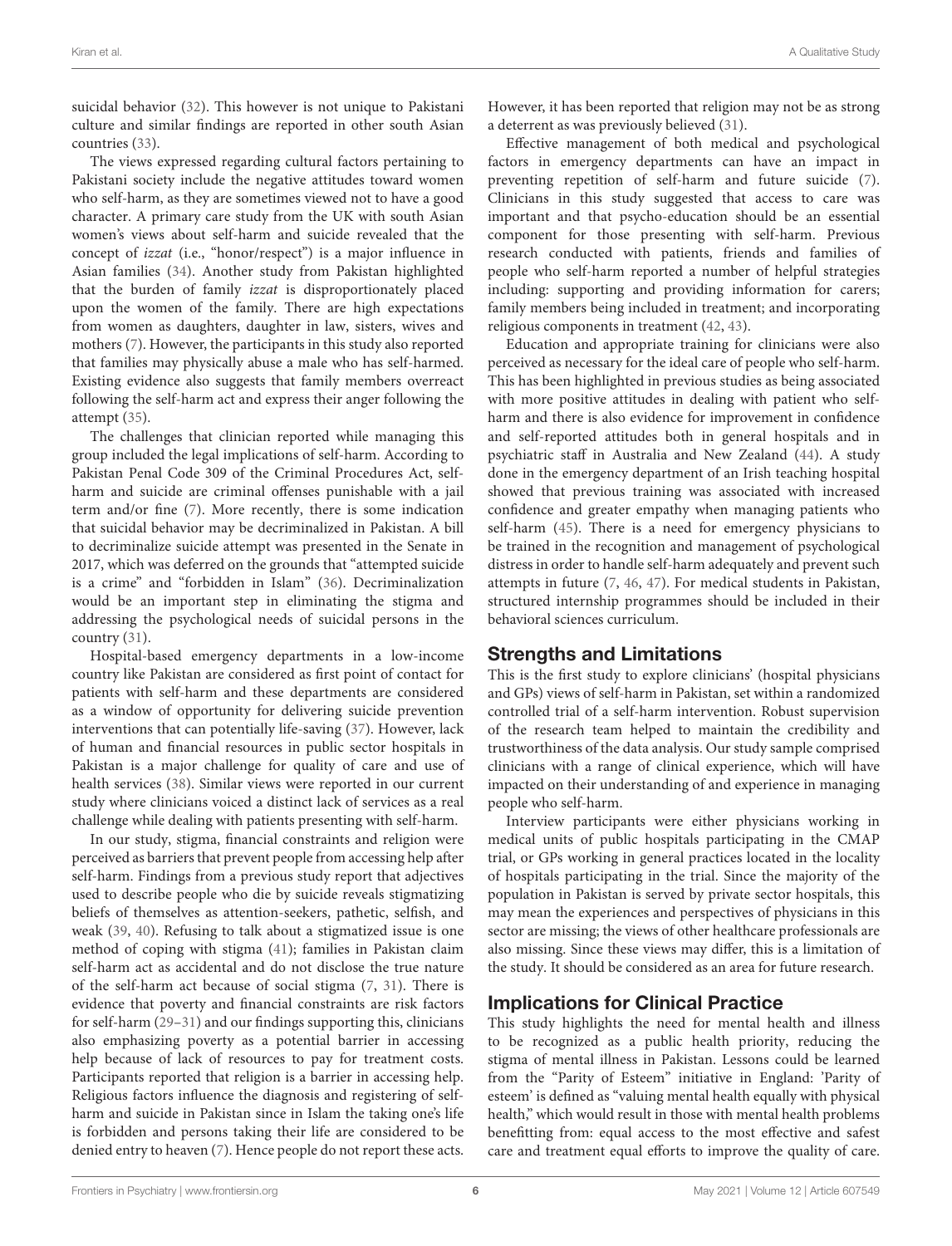suicidal behavior (32). This however is not unique to Pakistani culture and similar findings are reported in other south Asian countries (33).

The views expressed regarding cultural factors pertaining to Pakistani society include the negative attitudes toward women who self-harm, as they are sometimes viewed not to have a good character. A primary care study from the UK with south Asian women's views about self-harm and suicide revealed that the concept of *izzat* (i.e., "honor/respect") is a major influence in Asian families (34). Another study from Pakistan highlighted that the burden of family *izzat* is disproportionately placed upon the women of the family. There are high expectations from women as daughters, daughter in law, sisters, wives and mothers (7). However, the participants in this study also reported that families may physically abuse a male who has self-harmed. Existing evidence also suggests that family members overreact following the self-harm act and express their anger following the attempt (35).

The challenges that clinician reported while managing this group included the legal implications of self-harm. According to Pakistan Penal Code 309 of the Criminal Procedures Act, self-harm and suicide are criminal offenses punishable with a jail term and/or fine (7). More recently, there is some indication that suicidal behavior may be decriminalized in Pakistan. A bill to decriminalize suicide attempt was presented in the Senate in 2017, which was deferred on the grounds that "attempted suicide is a crime" and "forbidden in Islam" (36). Decriminalization would be an important step in eliminating the stigma and addressing the psychological needs of suicidal persons in the country (31).

Hospital-based emergency departments in a low-income country like Pakistan are considered as first point of contact for patients with self-harm and these departments are considered as a window of opportunity for delivering suicide prevention interventions that can potentially life-saving (37). However, lack of human and financial resources in public sector hospitals in Pakistan is a major challenge for quality of care and use of health services (38). Similar views were reported in our current study where clinicians voiced a distinct lack of services as a real challenge while dealing with patients presenting with self-harm.

In our study, stigma, financial constraints and religion were perceived as barriers that prevent people from accessing help after self-harm. Findings from a previous study report that adjectives used to describe people who die by suicide reveals stigmatizing beliefs of themselves as attention-seekers, pathetic, selfish, and weak (39, 40). Refusing to talk about a stigmatized issue is one method of coping with stigma (41); families in Pakistan claim self-harm act as accidental and do not disclose the true nature of the self-harm act because of social stigma (7, 31). There is evidence that poverty and financial constraints are risk factors for self-harm (29–31) and our findings supporting this, clinicians also emphasizing poverty as a potential barrier in accessing help because of lack of resources to pay for treatment costs. Participants reported that religion is a barrier in accessing help. Religious factors influence the diagnosis and registering of self-harm and suicide in Pakistan since in Islam the taking one's life is forbidden and persons taking their life are considered to be denied entry to heaven (7). Hence people do not report these acts. However, it has been reported that religion may not be as strong a deterrent as was previously believed (31).

Effective management of both medical and psychological factors in emergency departments can have an impact in preventing repetition of self-harm and future suicide (7). Clinicians in this study suggested that access to care was important and that psycho-education should be an essential component for those presenting with self-harm. Previous research conducted with patients, friends and families of people who self-harm reported a number of helpful strategies including: supporting and providing information for carers; family members being included in treatment; and incorporating religious components in treatment (42, 43).

Education and appropriate training for clinicians were also perceived as necessary for the ideal care of people who self-harm. This has been highlighted in previous studies as being associated with more positive attitudes in dealing with patient who self-harm and there is also evidence for improvement in confidence and self-reported attitudes both in general hospitals and in psychiatric staff in Australia and New Zealand (44). A study done in the emergency department of an Irish teaching hospital showed that previous training was associated with increased confidence and greater empathy when managing patients who self-harm (45). There is a need for emergency physicians to be trained in the recognition and management of psychological distress in order to handle self-harm adequately and prevent such attempts in future (7, 46, 47). For medical students in Pakistan, structured internship programmes should be included in their behavioral sciences curriculum.

## Strengths and Limitations

This is the first study to explore clinicians' (hospital physicians and GPs) views of self-harm in Pakistan, set within a randomized controlled trial of a self-harm intervention. Robust supervision of the research team helped to maintain the credibility and trustworthiness of the data analysis. Our study sample comprised clinicians with a range of clinical experience, which will have impacted on their understanding of and experience in managing people who self-harm.

Interview participants were either physicians working in medical units of public hospitals participating in the CMAP trial, or GPs working in general practices located in the locality of hospitals participating in the trial. Since the majority of the population in Pakistan is served by private sector hospitals, this may mean the experiences and perspectives of physicians in this sector are missing; the views of other healthcare professionals are also missing. Since these views may differ, this is a limitation of the study. It should be considered as an area for future research.

## Implications for Clinical Practice

This study highlights the need for mental health and illness to be recognized as a public health priority, reducing the stigma of mental illness in Pakistan. Lessons could be learned from the "Parity of Esteem" initiative in England: 'Parity of esteem' is defined as "valuing mental health equally with physical health," which would result in those with mental health problems benefitting from: equal access to the most effective and safest care and treatment equal efforts to improve the quality of care.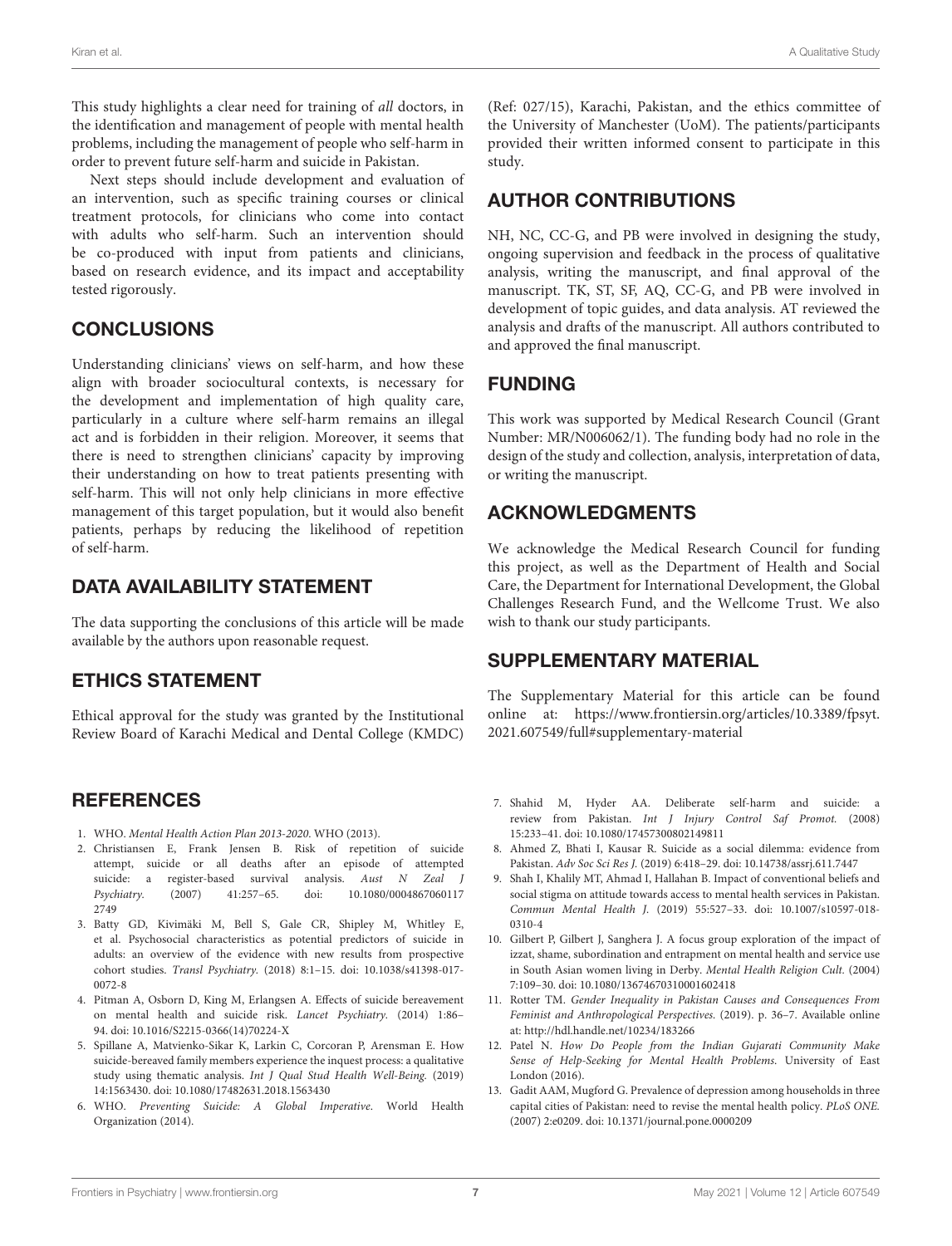This study highlights a clear need for training of *all* doctors, in the identification and management of people with mental health problems, including the management of people who self-harm in order to prevent future self-harm and suicide in Pakistan.

Next steps should include development and evaluation of an intervention, such as specific training courses or clinical treatment protocols, for clinicians who come into contact with adults who self-harm. Such an intervention should be co-produced with input from patients and clinicians, based on research evidence, and its impact and acceptability tested rigorously.

## CONCLUSIONS

Understanding clinicians' views on self-harm, and how these align with broader sociocultural contexts, is necessary for the development and implementation of high quality care, particularly in a culture where self-harm remains an illegal act and is forbidden in their religion. Moreover, it seems that there is need to strengthen clinicians' capacity by improving their understanding on how to treat patients presenting with self-harm. This will not only help clinicians in more effective management of this target population, but it would also benefit patients, perhaps by reducing the likelihood of repetition of self-harm.

## DATA AVAILABILITY STATEMENT

The data supporting the conclusions of this article will be made available by the authors upon reasonable request.

## ETHICS STATEMENT

Ethical approval for the study was granted by the Institutional Review Board of Karachi Medical and Dental College (KMDC) (Ref: 027/15), Karachi, Pakistan, and the ethics committee of the University of Manchester (UoM). The patients/participants provided their written informed consent to participate in this study.

## AUTHOR CONTRIBUTIONS

NH, NC, CC-G, and PB were involved in designing the study, ongoing supervision and feedback in the process of qualitative analysis, writing the manuscript, and final approval of the manuscript. TK, ST, SF, AQ, CC-G, and PB were involved in development of topic guides, and data analysis. AT reviewed the analysis and drafts of the manuscript. All authors contributed to and approved the final manuscript.

## FUNDING

This work was supported by Medical Research Council (Grant Number: MR/N006062/1). The funding body had no role in the design of the study and collection, analysis, interpretation of data, or writing the manuscript.

## ACKNOWLEDGMENTS

We acknowledge the Medical Research Council for funding this project, as well as the Department of Health and Social Care, the Department for International Development, the Global Challenges Research Fund, and the Wellcome Trust. We also wish to thank our study participants.

## SUPPLEMENTARY MATERIAL

The Supplementary Material for this article can be found online at: https://www.frontiersin.org/articles/10.3389/fpsyt.2021.607549/full#supplementary-material

## REFERENCES

1. WHO. *Mental Health Action Plan 2013-2020*. WHO (2013).
2. Christiansen E, Frank Jensen B. Risk of repetition of suicide attempt, suicide or all deaths after an episode of attempted suicide: a register-based survival analysis. *Aust N Zeal J Psychiatry*. (2007) 41:257–65. doi: 10.1080/00048670601172749
3. Batty GD, Kivimäki M, Bell S, Gale CR, Shipley M, Whitley E, et al. Psychosocial characteristics as potential predictors of suicide in adults: an overview of the evidence with new results from prospective cohort studies. *Transl Psychiatry*. (2018) 8:1–15. doi: 10.1038/s41398-017-0072-8
4. Pitman A, Osborn D, King M, Erlangsen A. Effects of suicide bereavement on mental health and suicide risk. *Lancet Psychiatry*. (2014) 1:86–94. doi: 10.1016/S2215-0366(14)70224-X
5. Spillane A, Matvienko-Sikar K, Larkin C, Corcoran P, Arensman E. How suicide-bereaved family members experience the inquest process: a qualitative study using thematic analysis. *Int J Qual Stud Health Well-Being*. (2019) 14:1563430. doi: 10.1080/17482631.2018.1563430
6. WHO. *Preventing Suicide: A Global Imperative*. World Health Organization (2014).
7. Shahid M, Hyder AA. Deliberate self-harm and suicide: a review from Pakistan. *Int J Injury Control Saf Promot*. (2008) 15:233–41. doi: 10.1080/17457300802149811
8. Ahmed Z, Bhati I, Kausar R. Suicide as a social dilemma: evidence from Pakistan. *Adv Soc Sci Res J*. (2019) 6:418–29. doi: 10.14738/assrj.611.7447
9. Shah I, Khalily MT, Ahmad I, Hallahan B. Impact of conventional beliefs and social stigma on attitude towards access to mental health services in Pakistan. *Commun Mental Health J*. (2019) 55:527–33. doi: 10.1007/s10597-018-0310-4
10. Gilbert P, Gilbert J, Sanghera J. A focus group exploration of the impact of izzat, shame, subordination and entrapment on mental health and service use in South Asian women living in Derby. *Mental Health Religion Cult*. (2004) 7:109–30. doi: 10.1080/13674670310001602418
11. Rotter TM. *Gender Inequality in Pakistan Causes and Consequences From Feminist and Anthropological Perspectives*. (2019). p. 36–7. Available online at: http://hdl.handle.net/10234/183266
12. Patel N. *How Do People from the Indian Gujarati Community Make Sense of Help-Seeking for Mental Health Problems*. University of East London (2016).
13. Gadit AAM, Mugford G. Prevalence of depression among households in three capital cities of Pakistan: need to revise the mental health policy. *PLoS ONE*. (2007) 2:e0209. doi: 10.1371/journal.pone.0000209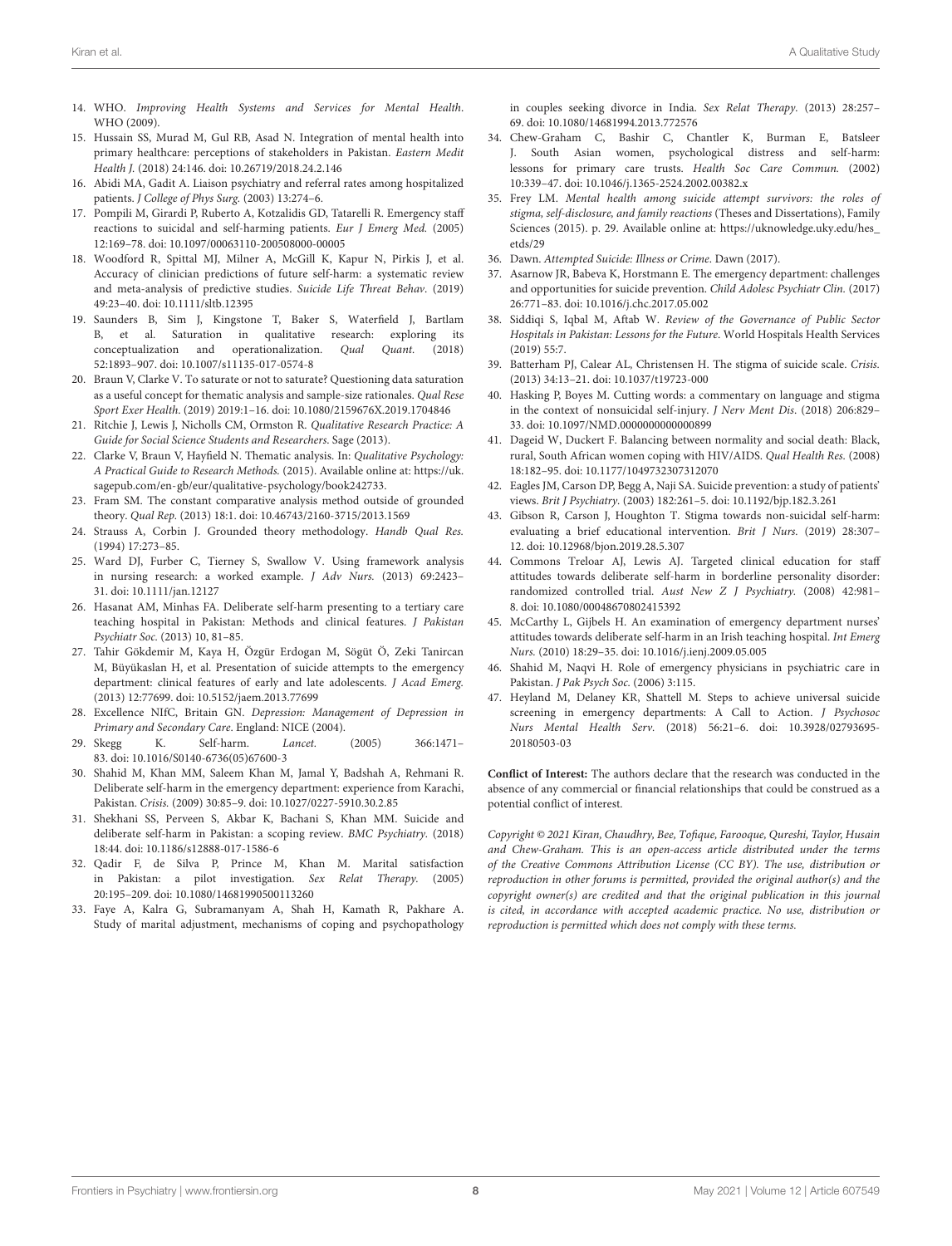14. WHO. *Improving Health Systems and Services for Mental Health*. WHO (2009).
15. Hussain SS, Murad M, Gul RB, Asad N. Integration of mental health into primary healthcare: perceptions of stakeholders in Pakistan. *Eastern Medit Health J.* (2018) 24:146. doi: 10.26719/2018.24.2.146
16. Abidi MA, Gadit A. Liaison psychiatry and referral rates among hospitalized patients. *J College of Phys Surg.* (2003) 13:274–6.
17. Pompili M, Girardi P, Ruberto A, Kotzalidis GD, Tatarelli R. Emergency staff reactions to suicidal and self-harming patients. *Eur J Emerg Med.* (2005) 12:169–78. doi: 10.1097/00063110-200508000-00005
18. Woodford R, Spittal MJ, Milner A, McGill K, Kapur N, Pirkis J, et al. Accuracy of clinician predictions of future self-harm: a systematic review and meta-analysis of predictive studies. *Suicide Life Threat Behav*. (2019) 49:23–40. doi: 10.1111/sltb.12395
19. Saunders B, Sim J, Kingstone T, Baker S, Waterfield J, Bartlam B, et al. Saturation in qualitative research: exploring its conceptualization and operationalization. *Qual Quant.* (2018) 52:1893–907. doi: 10.1007/s11135-017-0574-8
20. Braun V, Clarke V. To saturate or not to saturate? Questioning data saturation as a useful concept for thematic analysis and sample-size rationales. *Qual Rese Sport Exer Health*. (2019) 2019:1–16. doi: 10.1080/2159676X.2019.1704846
21. Ritchie J, Lewis J, Nicholls CM, Ormston R. *Qualitative Research Practice: A Guide for Social Science Students and Researchers*. Sage (2013).
22. Clarke V, Braun V, Hayfield N. Thematic analysis. In: *Qualitative Psychology: A Practical Guide to Research Methods.* (2015). Available online at: https://uk.sagepub.com/en-gb/eur/qualitative-psychology/book242733.
23. Fram SM. The constant comparative analysis method outside of grounded theory. *Qual Rep.* (2013) 18:1. doi: 10.46743/2160-3715/2013.1569
24. Strauss A, Corbin J. Grounded theory methodology. *Handb Qual Res.* (1994) 17:273–85.
25. Ward DJ, Furber C, Tierney S, Swallow V. Using framework analysis in nursing research: a worked example. *J Adv Nurs.* (2013) 69:2423–31. doi: 10.1111/jan.12127
26. Hasanat AM, Minhas FA. Deliberate self-harm presenting to a tertiary care teaching hospital in Pakistan: Methods and clinical features. *J Pakistan Psychiatr Soc.* (2013) 10, 81–85.
27. Tahir Gökdemir M, Kaya H, Özgür Erdogan M, Sögüt Ö, Zeki Tanircan M, Büyükaslan H, et al. Presentation of suicide attempts to the emergency department: clinical features of early and late adolescents. *J Acad Emerg.* (2013) 12:77699. doi: 10.5152/jaem.2013.77699
28. Excellence NIfC, Britain GN. *Depression: Management of Depression in Primary and Secondary Care*. England: NICE (2004).
29. Skegg K. Self-harm. *Lancet.* (2005) 366:1471–83. doi: 10.1016/S0140-6736(05)67600-3
30. Shahid M, Khan MM, Saleem Khan M, Jamal Y, Badshah A, Rehmani R. Deliberate self-harm in the emergency department: experience from Karachi, Pakistan. *Crisis.* (2009) 30:85–9. doi: 10.1027/0227-5910.30.2.85
31. Shekhani SS, Perveen S, Akbar K, Bachani S, Khan MM. Suicide and deliberate self-harm in Pakistan: a scoping review. *BMC Psychiatry.* (2018) 18:44. doi: 10.1186/s12888-017-1586-6
32. Qadir F, de Silva P, Prince M, Khan M. Marital satisfaction in Pakistan: a pilot investigation. *Sex Relat Therapy.* (2005) 20:195–209. doi: 10.1080/14681990500113260
33. Faye A, Kalra G, Subramanyam A, Shah H, Kamath R, Pakhare A. Study of marital adjustment, mechanisms of coping and psychopathology in couples seeking divorce in India. *Sex Relat Therapy.* (2013) 28:257–69. doi: 10.1080/14681994.2013.772576
34. Chew-Graham C, Bashir C, Chantler K, Burman E, Batsleer J. South Asian women, psychological distress and self-harm: lessons for primary care trusts. *Health Soc Care Commun.* (2002) 10:339–47. doi: 10.1046/j.1365-2524.2002.00382.x
35. Frey LM. *Mental health among suicide attempt survivors: the roles of stigma, self-disclosure, and family reactions* (Theses and Dissertations), Family Sciences (2015). p. 29. Available online at: https://uknowledge.uky.edu/hes_etds/29
36. Dawn. *Attempted Suicide: Illness or Crime*. Dawn (2017).
37. Asarnow JR, Babeva K, Horstmann E. The emergency department: challenges and opportunities for suicide prevention. *Child Adolesc Psychiatr Clin.* (2017) 26:771–83. doi: 10.1016/j.chc.2017.05.002
38. Siddiqi S, Iqbal M, Aftab W. *Review of the Governance of Public Sector Hospitals in Pakistan: Lessons for the Future*. World Hospitals Health Services (2019) 55:7.
39. Batterham PJ, Calear AL, Christensen H. The stigma of suicide scale. *Crisis.* (2013) 34:13–21. doi: 10.1037/t19723-000
40. Hasking P, Boyes M. Cutting words: a commentary on language and stigma in the context of nonsuicidal self-injury. *J Nerv Ment Dis*. (2018) 206:829–33. doi: 10.1097/NMD.0000000000000899
41. Dageid W, Duckert F. Balancing between normality and social death: Black, rural, South African women coping with HIV/AIDS. *Qual Health Res.* (2008) 18:182–95. doi: 10.1177/1049732307312070
42. Eagles JM, Carson DP, Begg A, Naji SA. Suicide prevention: a study of patients' views. *Brit J Psychiatry*. (2003) 182:261–5. doi: 10.1192/bjp.182.3.261
43. Gibson R, Carson J, Houghton T. Stigma towards non-suicidal self-harm: evaluating a brief educational intervention. *Brit J Nurs.* (2019) 28:307–12. doi: 10.12968/bjon.2019.28.5.307
44. Commons Treloar AJ, Lewis AJ. Targeted clinical education for staff attitudes towards deliberate self-harm in borderline personality disorder: randomized controlled trial. *Aust New Z J Psychiatry.* (2008) 42:981–8. doi: 10.1080/00048670802415392
45. McCarthy L, Gijbels H. An examination of emergency department nurses' attitudes towards deliberate self-harm in an Irish teaching hospital. *Int Emerg Nurs.* (2010) 18:29–35. doi: 10.1016/j.ienj.2009.05.005
46. Shahid M, Naqvi H. Role of emergency physicians in psychiatric care in Pakistan. *J Pak Psych Soc.* (2006) 3:115.
47. Heyland M, Delaney KR, Shattell M. Steps to achieve universal suicide screening in emergency departments: A Call to Action. *J Psychosoc Nurs Mental Health Serv.* (2018) 56:21–6. doi: 10.3928/02793695-20180503-03

**Conflict of Interest:** The authors declare that the research was conducted in the absence of any commercial or financial relationships that could be construed as a potential conflict of interest.

*Copyright © 2021 Kiran, Chaudhry, Bee, Tofique, Farooque, Qureshi, Taylor, Husain and Chew-Graham. This is an open-access article distributed under the terms of the Creative Commons Attribution License (CC BY). The use, distribution or reproduction in other forums is permitted, provided the original author(s) and the copyright owner(s) are credited and that the original publication in this journal is cited, in accordance with accepted academic practice. No use, distribution or reproduction is permitted which does not comply with these terms.*